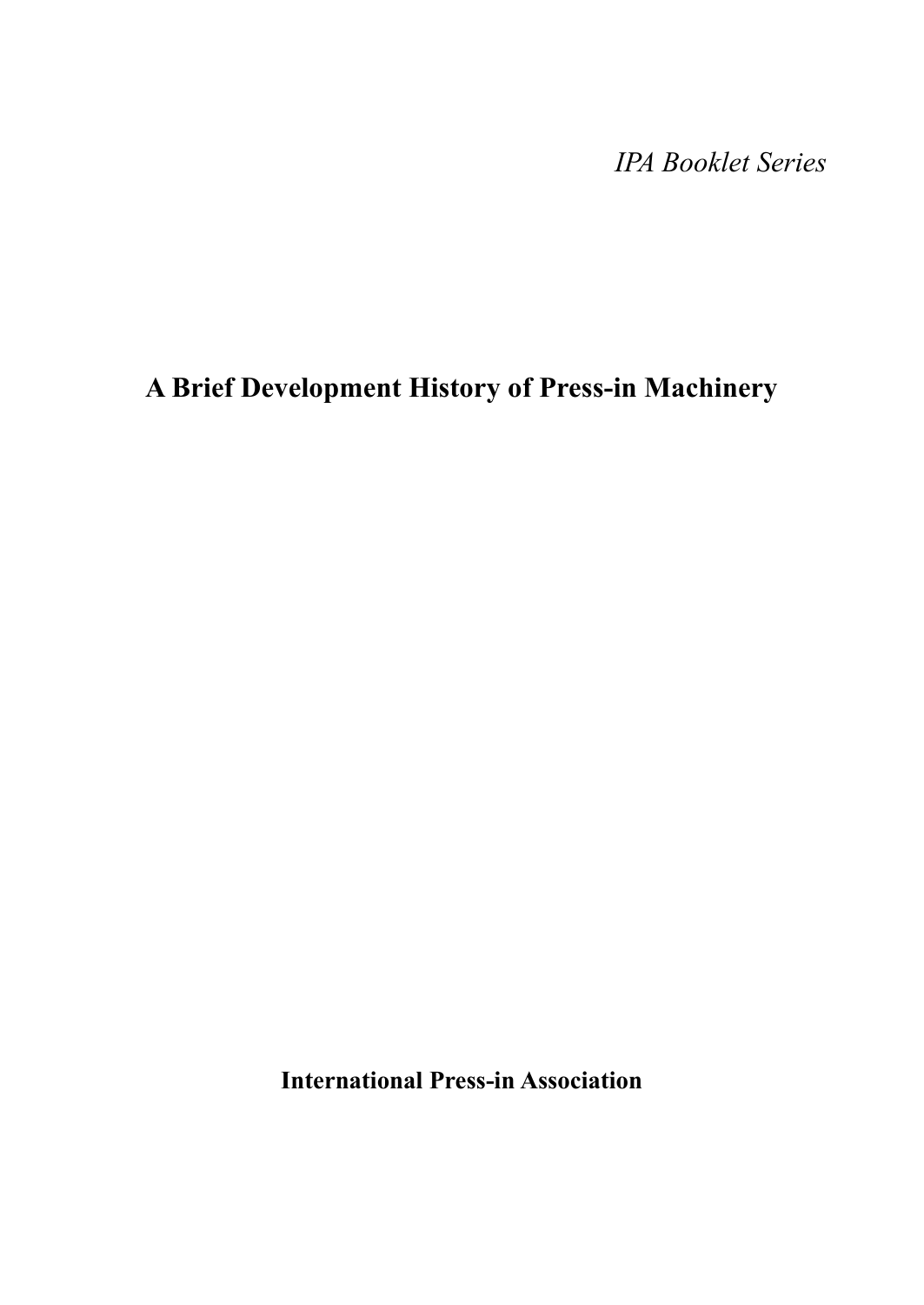*IPA Booklet Series*

# A Brief Development History of Press-in Machinery

**International Press-in Association**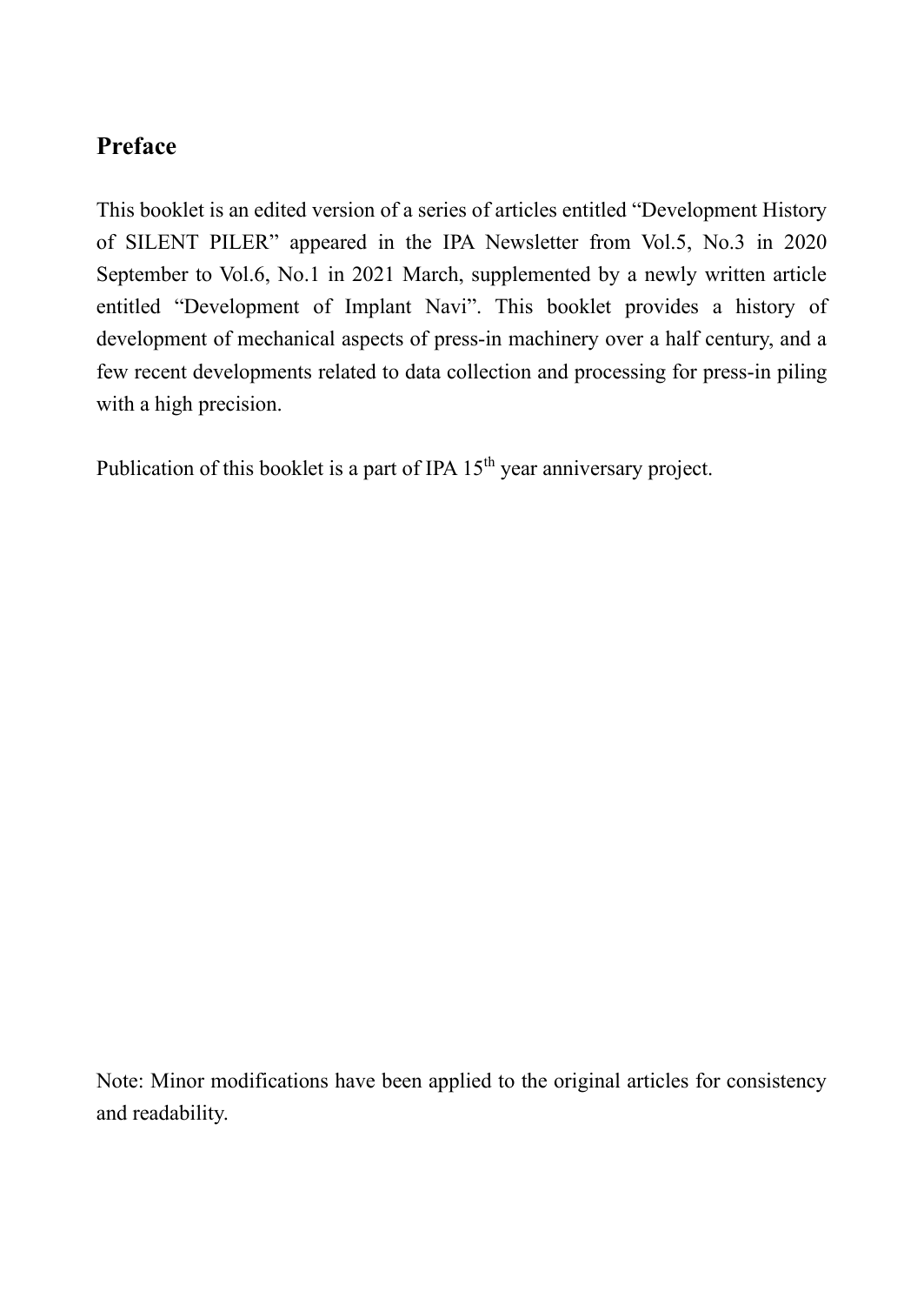## Preface

This booklet is an edited version of a series of articles entitled "Development History of SILENT PILER" appeared in the IPA Newsletter from Vol.5, No.3 in 2020 September to Vol.6, No.1 in 2021 March, supplemented by a newly written article entitled "Development of Implant Navi". This booklet provides a history of development of mechanical aspects of press-in machinery over a half century, and a few recent developments related to data collection and processing for press-in piling with a high precision.

Publication of this booklet is a part of IPA 15th year anniversary project.

Note: Minor modifications have been applied to the original articles for consistency and readability.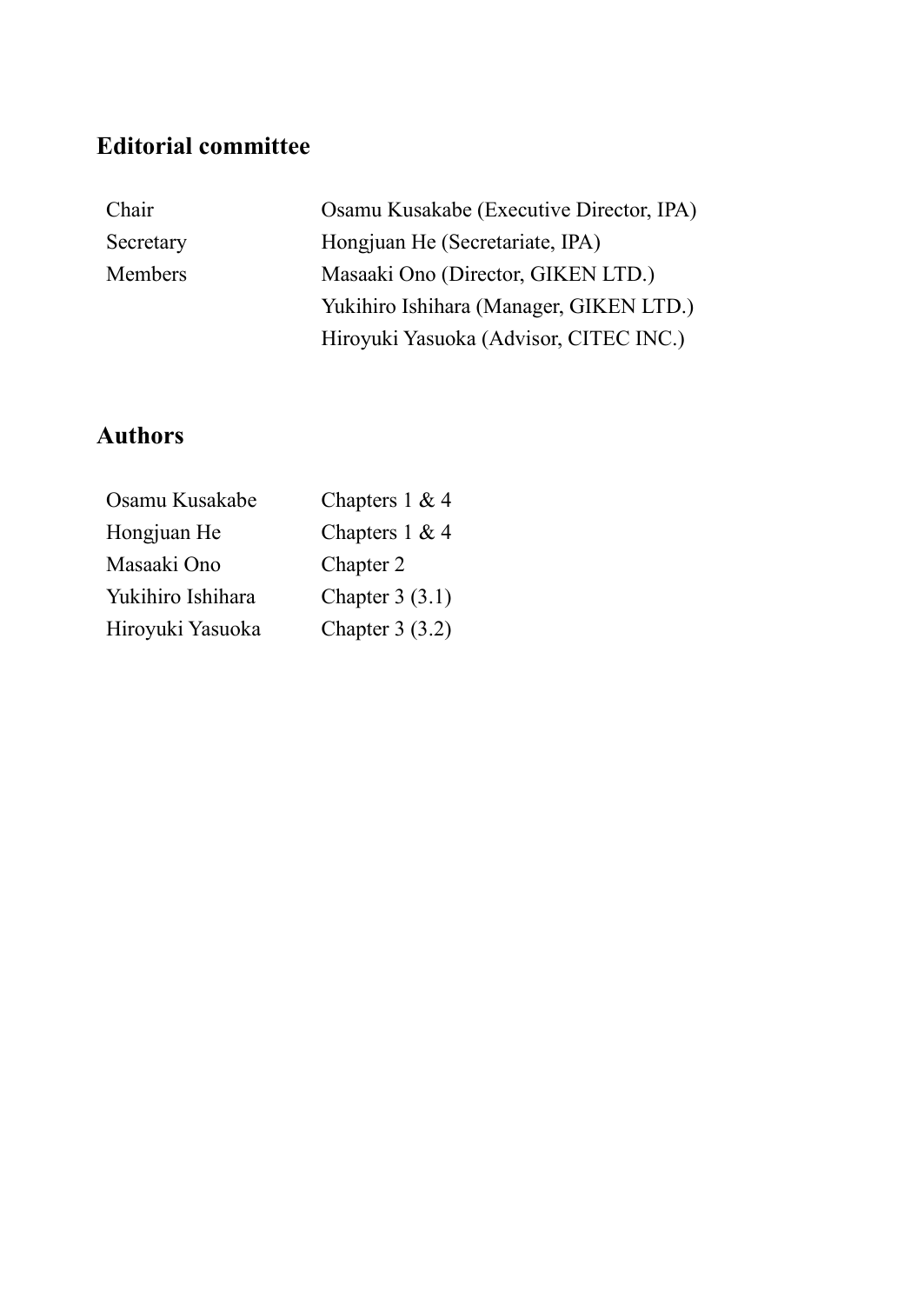## Editorial committee

| | |
|---|---|
| Chair | Osamu Kusakabe (Executive Director, IPA) |
| Secretary | Hongjuan He (Secretariat, IPA) |
| Members | Masaaki Ono (Director, GIKEN LTD.) |
| | Yukihiro Ishihara (Manager, GIKEN LTD.) |
| | Hiroyuki Yasuoka (Advisor, CITEC INC.) |

## Authors

| | |
|---|---|
| Osamu Kusakabe | Chapters 1 & 4 |
| Hongjuan He | Chapters 1 & 4 |
| Masaaki Ono | Chapter 2 |
| Yukihiro Ishihara | Chapter 3 (3.1) |
| Hiroyuki Yasuoka | Chapter 3 (3.2) |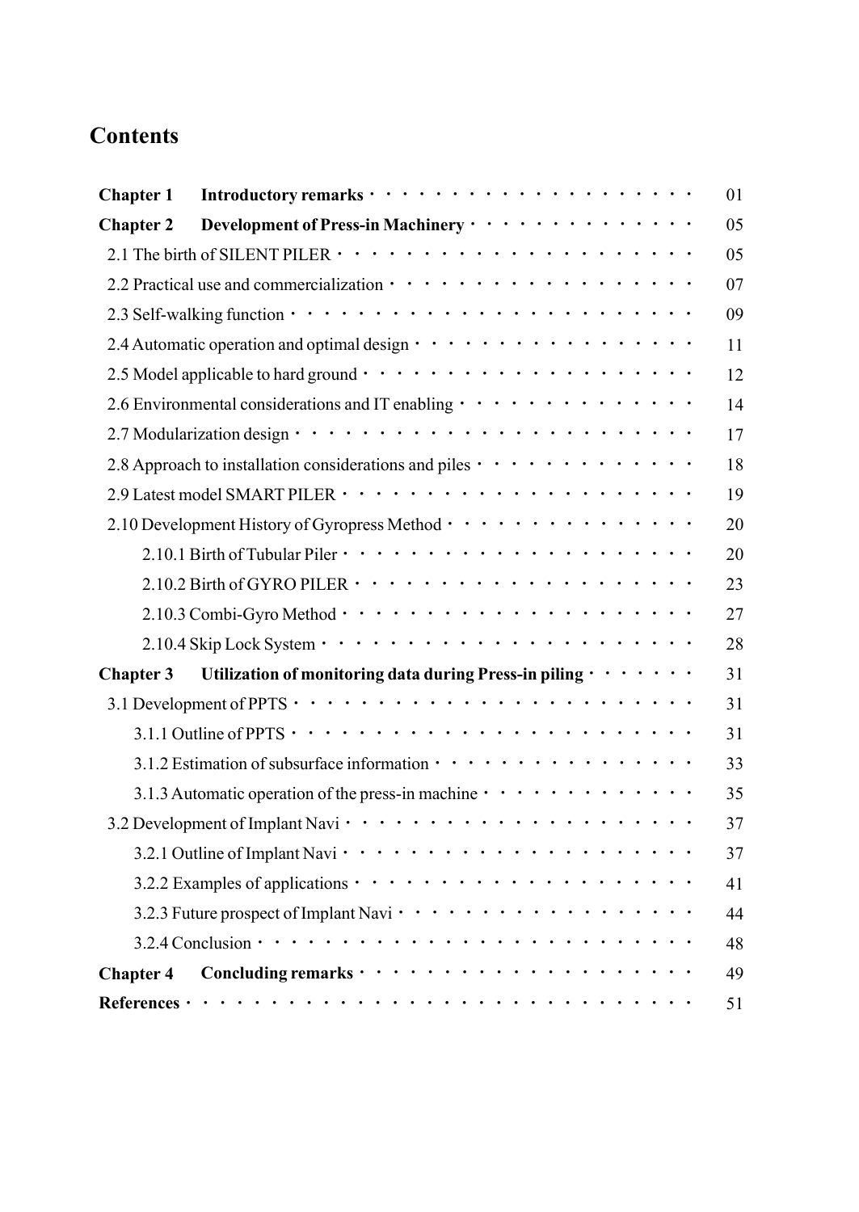# Contents

| | | |
|---|---|---|
| **Chapter 1** | **Introductory remarks** | 01 |
| **Chapter 2** | **Development of Press-in Machinery** | 05 |
| 2.1 The birth of SILENT PILER | | 05 |
| 2.2 Practical use and commercialization | | 07 |
| 2.3 Self-walking function | | 09 |
| 2.4 Automatic operation and optimal design | | 11 |
| 2.5 Model applicable to hard ground | | 12 |
| 2.6 Environmental considerations and IT enabling | | 14 |
| 2.7 Modularization design | | 17 |
| 2.8 Approach to installation considerations and piles | | 18 |
| 2.9 Latest model SMART PILER | | 19 |
| 2.10 Development History of Gyropress Method | | 20 |
| 2.10.1 Birth of Tubular Piler | | 20 |
| 2.10.2 Birth of GYRO PILER | | 23 |
| 2.10.3 Combi-Gyro Method | | 27 |
| 2.10.4 Skip Lock System | | 28 |
| **Chapter 3** | **Utilization of monitoring data during Press-in piling** | 31 |
| 3.1 Development of PPTS | | 31 |
| 3.1.1 Outline of PPTS | | 31 |
| 3.1.2 Estimation of subsurface information | | 33 |
| 3.1.3 Automatic operation of the press-in machine | | 35 |
| 3.2 Development of Implant Navi | | 37 |
| 3.2.1 Outline of Implant Navi | | 37 |
| 3.2.2 Examples of applications | | 41 |
| 3.2.3 Future prospect of Implant Navi | | 44 |
| 3.2.4 Conclusion | | 48 |
| **Chapter 4** | **Concluding remarks** | 49 |
| **References** | | 51 |